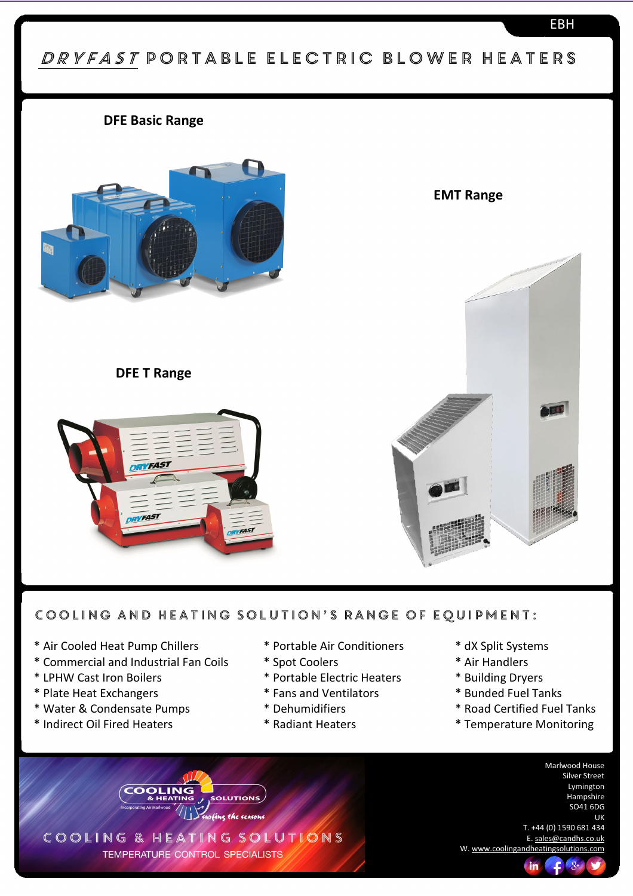EBH

# DRYFAST PORTABLE ELECTRIC BLOWER HEATERS

**DFE Basic Range**

**EMT Range**

**DFE T Range**

## COOLING AND HEATING SOLUTION'S RANGE OF EQUIPMENT:

* Air Cooled Heat Pump Chillers
* Commercial and Industrial Fan Coils
* LPHW Cast Iron Boilers
* Plate Heat Exchangers
* Water & Condensate Pumps
* Indirect Oil Fired Heaters
* Portable Air Conditioners
* Spot Coolers
* Portable Electric Heaters
* Fans and Ventilators
* Dehumidifiers
* Radiant Heaters
* dX Split Systems
* Air Handlers
* Building Dryers
* Bunded Fuel Tanks
* Road Certified Fuel Tanks
* Temperature Monitoring

COOLING & HEATING SOLUTIONS
Incorporating Air Marlwood
surfing the seasons

COOLING & HEATING SOLUTIONS
TEMPERATURE CONTROL SPECIALISTS

Marlwood House
Silver Street
Lymington
Hampshire
SO41 6DG
UK
T. +44 (0) 1590 681 434
E. sales@candhs.co.uk
W. www.coolingandheatingsolutions.com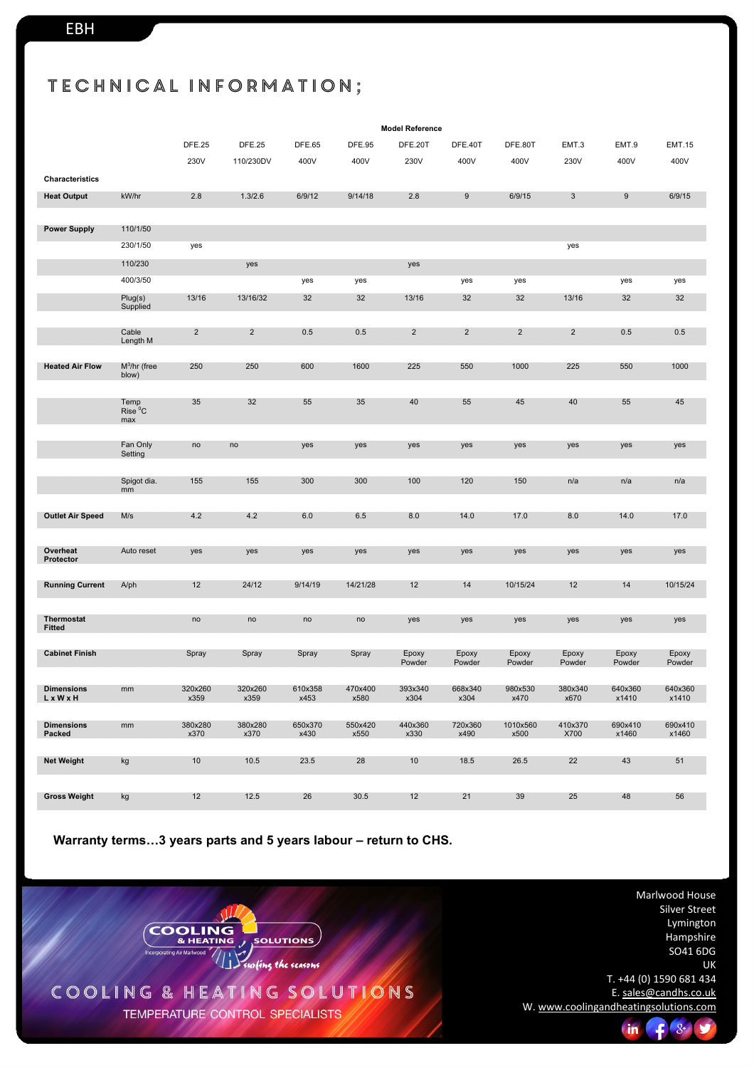# TECHNICAL INFORMATION;

| | | Model Reference | | | | | | | | | |
|---|---|---|---|---|---|---|---|---|---|---|---|
| | | DFE.25 | DFE.25 | DFE.65 | DFE.95 | DFE.20T | DFE.40T | DFE.80T | EMT.3 | EMT.9 | EMT.15 |
| | | 230V | 110/230DV | 400V | 400V | 230V | 400V | 400V | 230V | 400V | 400V |
| **Characteristics** | | | | | | | | | | | |
| **Heat Output** | kW/hr | 2.8 | 1.3/2.6 | 6/9/12 | 9/14/18 | 2.8 | 9 | 6/9/15 | 3 | 9 | 6/9/15 |
| **Power Supply** | 110/1/50 | | | | | | | | | | |
| | 230/1/50 | yes | | | | | | | yes | | |
| | 110/230 | | yes | | | yes | | | | | |
| | 400/3/50 | | | yes | yes | | yes | yes | | yes | yes |
| | Plug(s) Supplied | 13/16 | 13/16/32 | 32 | 32 | 13/16 | 32 | 32 | 13/16 | 32 | 32 |
| | Cable Length M | 2 | 2 | 0.5 | 0.5 | 2 | 2 | 2 | 2 | 0.5 | 0.5 |
| **Heated Air Flow** | $M^3$/hr (free blow) | 250 | 250 | 600 | 1600 | 225 | 550 | 1000 | 225 | 550 | 1000 |
| | Temp Rise $^0$C max | 35 | 32 | 55 | 35 | 40 | 55 | 45 | 40 | 55 | 45 |
| | Fan Only Setting | no | no | yes | yes | yes | yes | yes | yes | yes | yes |
| | Spigot dia. mm | 155 | 155 | 300 | 300 | 100 | 120 | 150 | n/a | n/a | n/a |
| **Outlet Air Speed** | M/s | 4.2 | 4.2 | 6.0 | 6.5 | 8.0 | 14.0 | 17.0 | 8.0 | 14.0 | 17.0 |
| **Overheat Protector** | Auto reset | yes | yes | yes | yes | yes | yes | yes | yes | yes | yes |
| **Running Current** | A/ph | 12 | 24/12 | 9/14/19 | 14/21/28 | 12 | 14 | 10/15/24 | 12 | 14 | 10/15/24 |
| **Thermostat Fitted** | | no | no | no | no | yes | yes | yes | yes | yes | yes |
| **Cabinet Finish** | | Spray | Spray | Spray | Spray | Epoxy Powder | Epoxy Powder | Epoxy Powder | Epoxy Powder | Epoxy Powder | Epoxy Powder |
| **Dimensions L x W x H** | mm | 320x260 x359 | 320x260 x359 | 610x358 x453 | 470x400 x580 | 393x340 x304 | 668x340 x304 | 980x530 x470 | 380x340 x670 | 640x360 x1410 | 640x360 x1410 |
| **Dimensions Packed** | mm | 380x280 x370 | 380x280 x370 | 650x370 x430 | 550x420 x550 | 440x360 x330 | 720x360 x490 | 1010x560 x500 | 410x370 X700 | 690x410 x1460 | 690x410 x1460 |
| **Net Weight** | kg | 10 | 10.5 | 23.5 | 28 | 10 | 18.5 | 26.5 | 22 | 43 | 51 |
| **Gross Weight** | kg | 12 | 12.5 | 26 | 30.5 | 12 | 21 | 39 | 25 | 48 | 56 |

**Warranty terms…3 years parts and 5 years labour – return to CHS.**

COOLING & HEATING SOLUTIONS
Incorporating Air Marlwood
surfing the seasons

COOLING & HEATING SOLUTIONS
TEMPERATURE CONTROL SPECIALISTS

Marlwood House
Silver Street
Lymington
Hampshire
SO41 6DG
UK
T. +44 (0) 1590 681 434
E. sales@candhs.co.uk
W. www.coolingandheatingsolutions.com